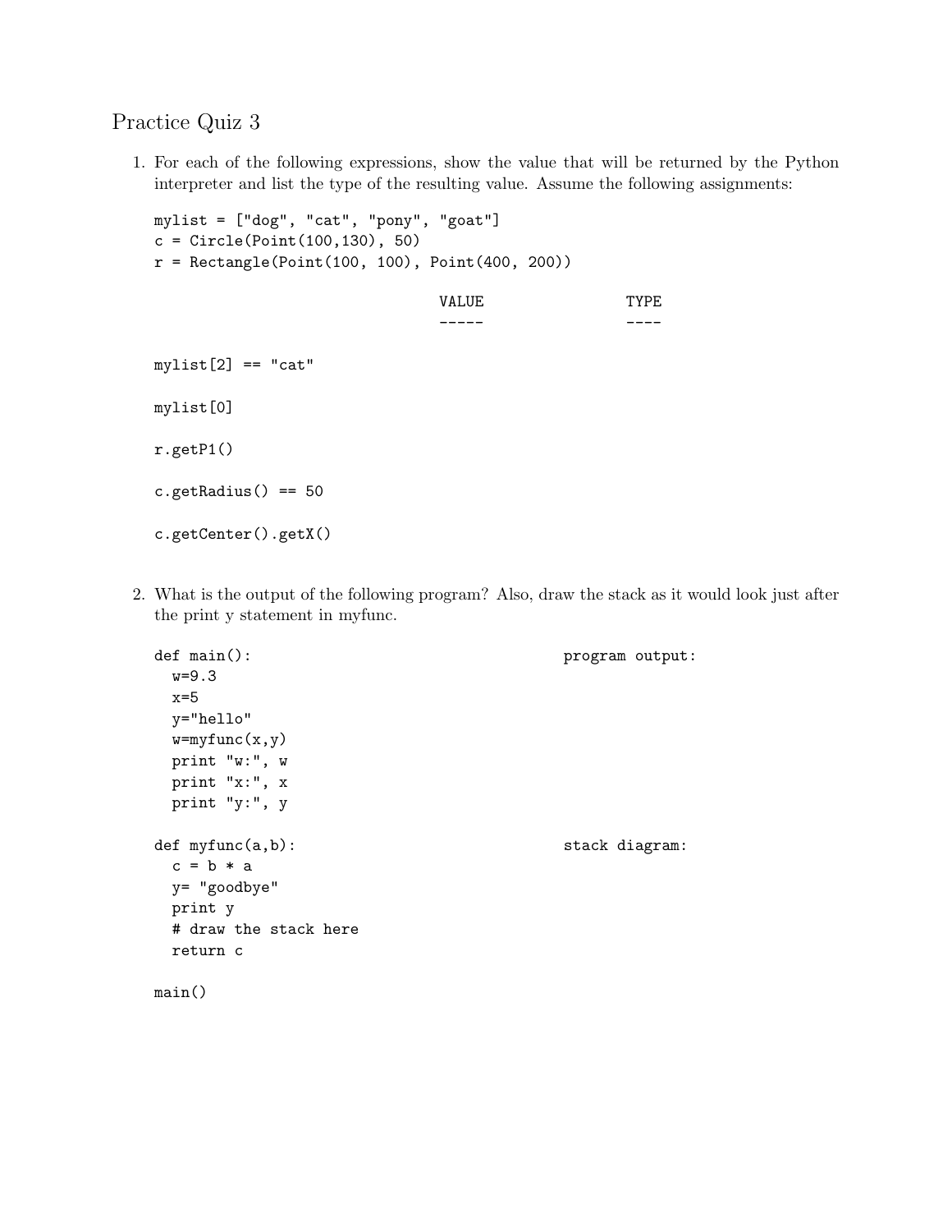# Practice Quiz 3

1. For each of the following expressions, show the value that will be returned by the Python interpreter and list the type of the resulting value. Assume the following assignments:

```
mylist = ["dog", "cat", "pony", "goat"]
c = Circle(Point(100,130), 50)
r = Rectangle(Point(100, 100), Point(400, 200))
```

```
                                VALUE              TYPE
                                -----              ----

mylist[2] == "cat"

mylist[0]

r.getP1()

c.getRadius() == 50

c.getCenter().getX()
```

2. What is the output of the following program? Also, draw the stack as it would look just after the print y statement in myfunc.

```
def main():                                      program output:
  w=9.3
  x=5
  y="hello"
  w=myfunc(x,y)
  print "w:", w
  print "x:", x
  print "y:", y

def myfunc(a,b):                                 stack diagram:
  c = b * a
  y= "goodbye"
  print y
  # draw the stack here
  return c

main()
```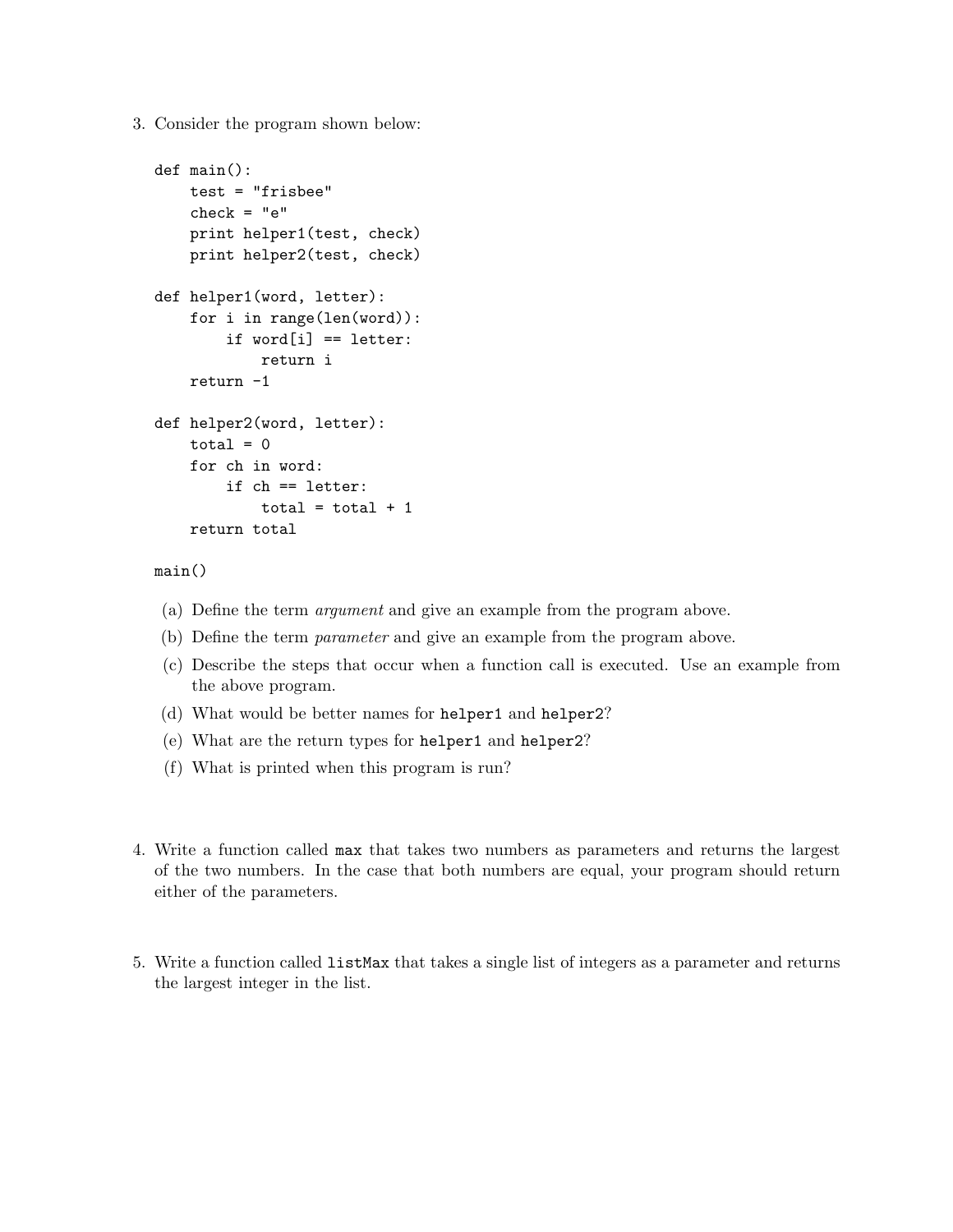3. Consider the program shown below:

```
def main():
    test = "frisbee"
    check = "e"
    print helper1(test, check)
    print helper2(test, check)

def helper1(word, letter):
    for i in range(len(word)):
        if word[i] == letter:
            return i
    return -1

def helper2(word, letter):
    total = 0
    for ch in word:
        if ch == letter:
            total = total + 1
    return total

main()
```

   (a) Define the term *argument* and give an example from the program above.

   (b) Define the term *parameter* and give an example from the program above.

   (c) Describe the steps that occur when a function call is executed. Use an example from the above program.

   (d) What would be better names for `helper1` and `helper2`?

   (e) What are the return types for `helper1` and `helper2`?

   (f) What is printed when this program is run?

4. Write a function called `max` that takes two numbers as parameters and returns the largest of the two numbers. In the case that both numbers are equal, your program should return either of the parameters.

5. Write a function called `listMax` that takes a single list of integers as a parameter and returns the largest integer in the list.